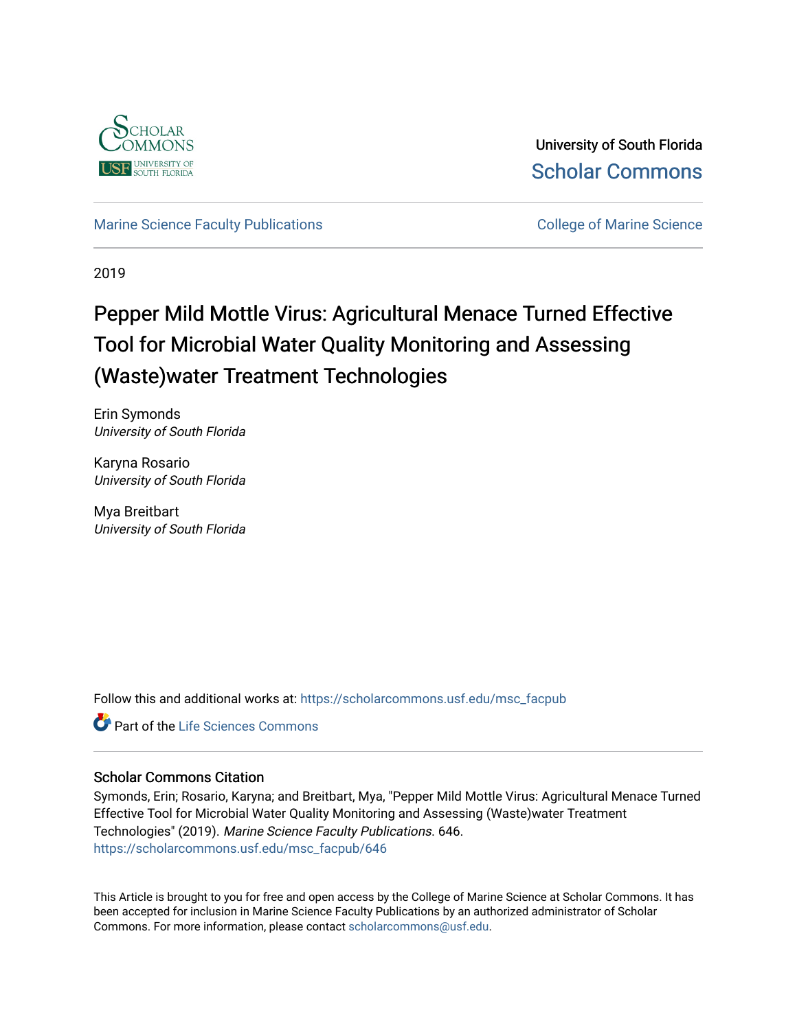University of South Florida
Scholar Commons

Marine Science Faculty Publications

College of Marine Science

2019

# Pepper Mild Mottle Virus: Agricultural Menace Turned Effective Tool for Microbial Water Quality Monitoring and Assessing (Waste)water Treatment Technologies

Erin Symonds
*University of South Florida*

Karyna Rosario
*University of South Florida*

Mya Breitbart
*University of South Florida*

Follow this and additional works at: https://scholarcommons.usf.edu/msc_facpub

Part of the Life Sciences Commons

### Scholar Commons Citation

Symonds, Erin; Rosario, Karyna; and Breitbart, Mya, "Pepper Mild Mottle Virus: Agricultural Menace Turned Effective Tool for Microbial Water Quality Monitoring and Assessing (Waste)water Treatment Technologies" (2019). *Marine Science Faculty Publications*. 646.
https://scholarcommons.usf.edu/msc_facpub/646

This Article is brought to you for free and open access by the College of Marine Science at Scholar Commons. It has been accepted for inclusion in Marine Science Faculty Publications by an authorized administrator of Scholar Commons. For more information, please contact scholarcommons@usf.edu.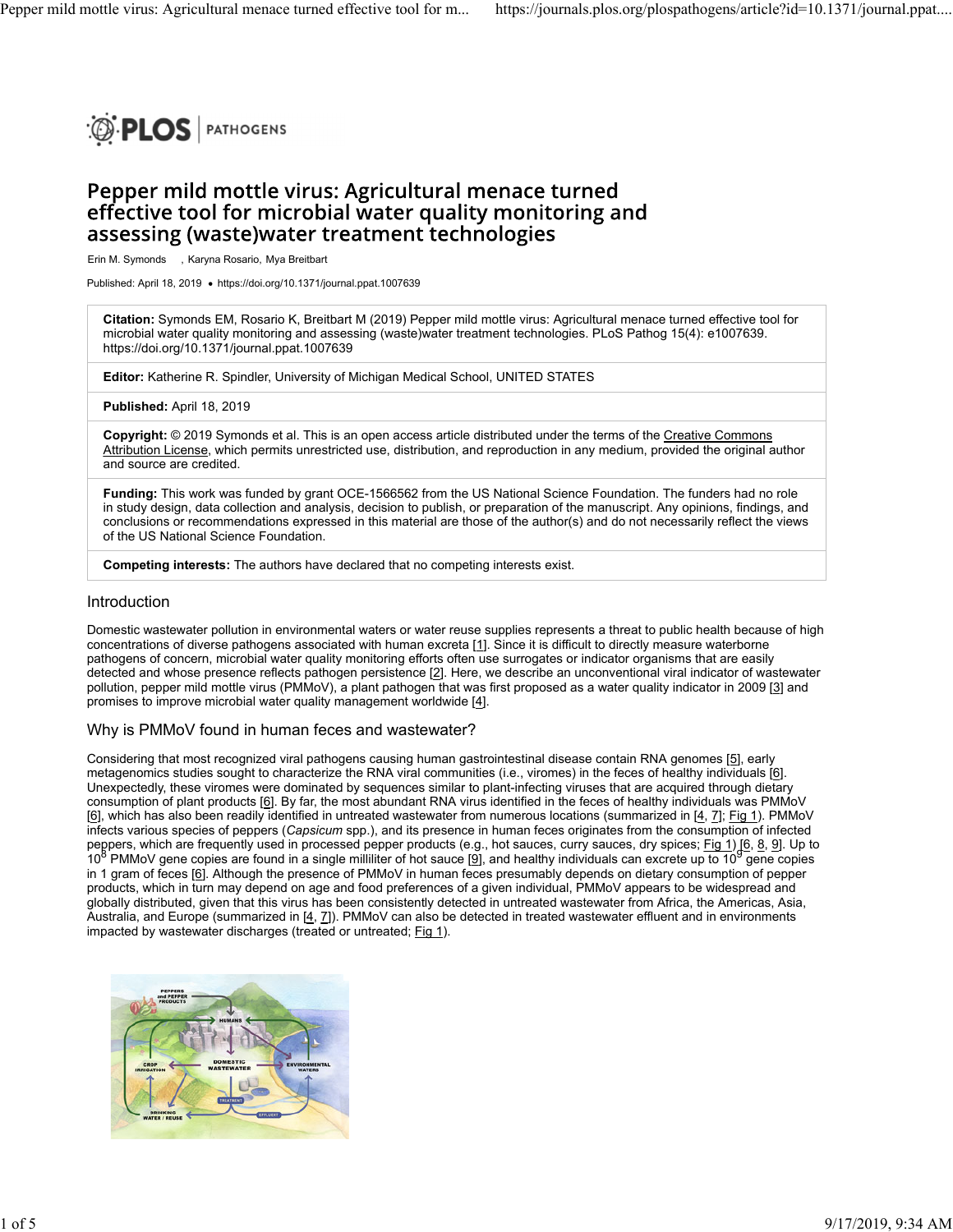# Pepper mild mottle virus: Agricultural menace turned effective tool for microbial water quality monitoring and assessing (waste)water treatment technologies

Erin M. Symonds, Karyna Rosario, Mya Breitbart

Published: April 18, 2019 • https://doi.org/10.1371/journal.ppat.1007639

**Citation:** Symonds EM, Rosario K, Breitbart M (2019) Pepper mild mottle virus: Agricultural menace turned effective tool for microbial water quality monitoring and assessing (waste)water treatment technologies. PLoS Pathog 15(4): e1007639. https://doi.org/10.1371/journal.ppat.1007639

**Editor:** Katherine R. Spindler, University of Michigan Medical School, UNITED STATES

**Published:** April 18, 2019

**Copyright:** © 2019 Symonds et al. This is an open access article distributed under the terms of the Creative Commons Attribution License, which permits unrestricted use, distribution, and reproduction in any medium, provided the original author and source are credited.

**Funding:** This work was funded by grant OCE-1566562 from the US National Science Foundation. The funders had no role in study design, data collection and analysis, decision to publish, or preparation of the manuscript. Any opinions, findings, and conclusions or recommendations expressed in this material are those of the author(s) and do not necessarily reflect the views of the US National Science Foundation.

**Competing interests:** The authors have declared that no competing interests exist.

## Introduction

Domestic wastewater pollution in environmental waters or water reuse supplies represents a threat to public health because of high concentrations of diverse pathogens associated with human excreta [1]. Since it is difficult to directly measure waterborne pathogens of concern, microbial water quality monitoring efforts often use surrogates or indicator organisms that are easily detected and whose presence reflects pathogen persistence [2]. Here, we describe an unconventional viral indicator of wastewater pollution, pepper mild mottle virus (PMMoV), a plant pathogen that was first proposed as a water quality indicator in 2009 [3] and promises to improve microbial water quality management worldwide [4].

## Why is PMMoV found in human feces and wastewater?

Considering that most recognized viral pathogens causing human gastrointestinal disease contain RNA genomes [5], early metagenomics studies sought to characterize the RNA viral communities (i.e., viromes) in the feces of healthy individuals [6]. Unexpectedly, these viromes were dominated by sequences similar to plant-infecting viruses that are acquired through dietary consumption of plant products [6]. By far, the most abundant RNA virus identified in the feces of healthy individuals was PMMoV [6], which has also been readily identified in untreated wastewater from numerous locations (summarized in [4, 7]; Fig 1). PMMoV infects various species of peppers (*Capsicum* spp.), and its presence in human feces originates from the consumption of infected peppers, which are frequently used in processed pepper products (e.g., hot sauces, curry sauces, dry spices; Fig 1) [6, 8, 9]. Up to $10^8$ PMMoV gene copies are found in a single milliliter of hot sauce [9], and healthy individuals can excrete up to $10^9$ gene copies in 1 gram of feces [6]. Although the presence of PMMoV in human feces presumably depends on dietary consumption of pepper products, which in turn may depend on age and food preferences of a given individual, PMMoV appears to be widespread and globally distributed, given that this virus has been consistently detected in untreated wastewater from Africa, the Americas, Asia, Australia, and Europe (summarized in [4, 7]). PMMoV can also be detected in treated wastewater effluent and in environments impacted by wastewater discharges (treated or untreated; Fig 1).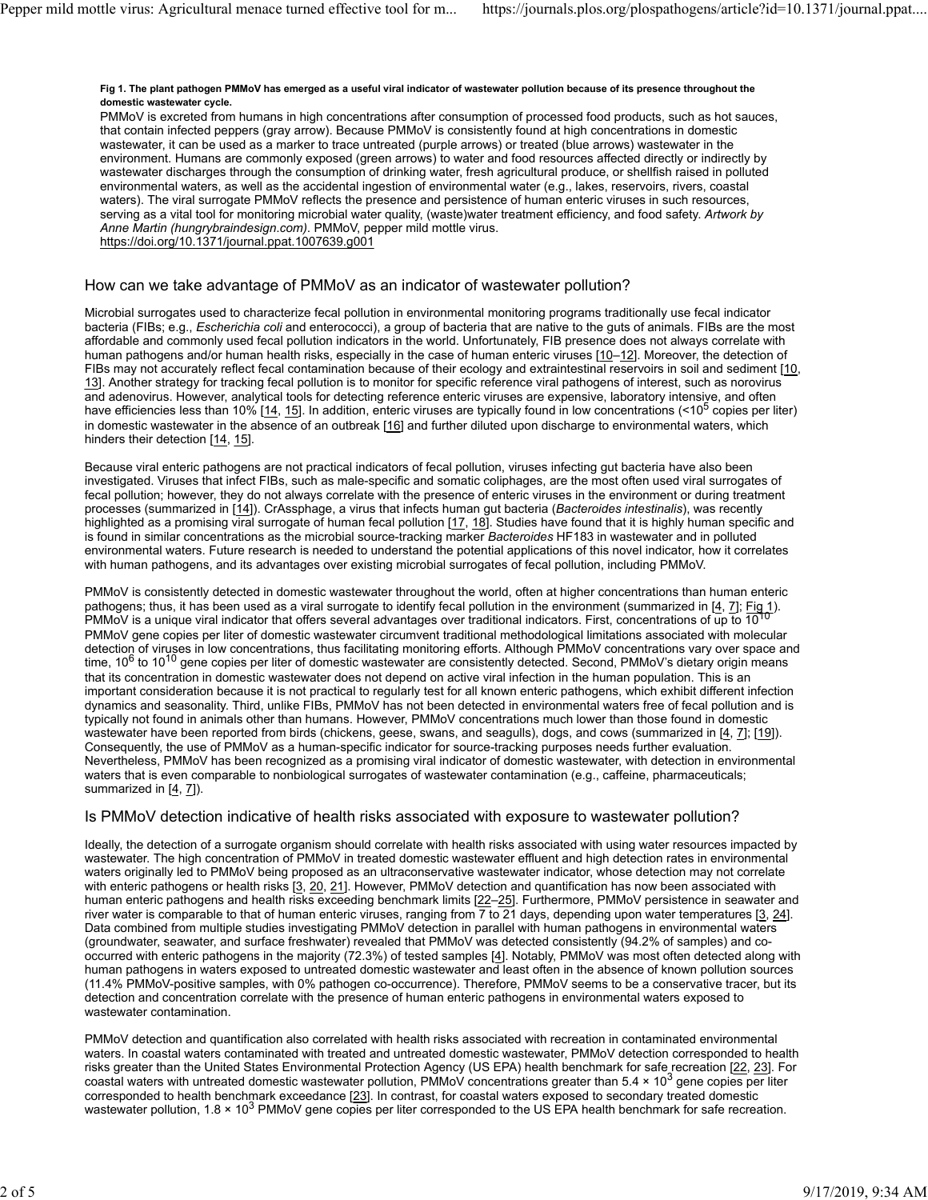**Fig 1. The plant pathogen PMMoV has emerged as a useful viral indicator of wastewater pollution because of its presence throughout the domestic wastewater cycle.**

PMMoV is excreted from humans in high concentrations after consumption of processed food products, such as hot sauces, that contain infected peppers (gray arrow). Because PMMoV is consistently found at high concentrations in domestic wastewater, it can be used as a marker to trace untreated (purple arrows) or treated (blue arrows) wastewater in the environment. Humans are commonly exposed (green arrows) to water and food resources affected directly or indirectly by wastewater discharges through the consumption of drinking water, fresh agricultural produce, or shellfish raised in polluted environmental waters, as well as the accidental ingestion of environmental water (e.g., lakes, reservoirs, rivers, coastal waters). The viral surrogate PMMoV reflects the presence and persistence of human enteric viruses in such resources, serving as a vital tool for monitoring microbial water quality, (waste)water treatment efficiency, and food safety. *Artwork by Anne Martin (hungrybraindesign.com)*. PMMoV, pepper mild mottle virus.

https://doi.org/10.1371/journal.ppat.1007639.g001

## How can we take advantage of PMMoV as an indicator of wastewater pollution?

Microbial surrogates used to characterize fecal pollution in environmental monitoring programs traditionally use fecal indicator bacteria (FIBs; e.g., *Escherichia coli* and enterococci), a group of bacteria that are native to the guts of animals. FIBs are the most affordable and commonly used fecal pollution indicators in the world. Unfortunately, FIB presence does not always correlate with human pathogens and/or human health risks, especially in the case of human enteric viruses [10–12]. Moreover, the detection of FIBs may not accurately reflect fecal contamination because of their ecology and extraintestinal reservoirs in soil and sediment [10, 13]. Another strategy for tracking fecal pollution is to monitor for specific reference viral pathogens of interest, such as norovirus and adenovirus. However, analytical tools for detecting reference enteric viruses are expensive, laboratory intensive, and often have efficiencies less than 10% [14, 15]. In addition, enteric viruses are typically found in low concentrations ($<10^5$ copies per liter) in domestic wastewater in the absence of an outbreak [16] and further diluted upon discharge to environmental waters, which hinders their detection [14, 15].

Because viral enteric pathogens are not practical indicators of fecal pollution, viruses infecting gut bacteria have also been investigated. Viruses that infect FIBs, such as male-specific and somatic coliphages, are the most often used viral surrogates of fecal pollution; however, they do not always correlate with the presence of enteric viruses in the environment or during treatment processes (summarized in [14]). CrAssphage, a virus that infects human gut bacteria (*Bacteroides intestinalis*), was recently highlighted as a promising viral surrogate of human fecal pollution [17, 18]. Studies have found that it is highly human specific and is found in similar concentrations as the microbial source-tracking marker *Bacteroides* HF183 in wastewater and in polluted environmental waters. Future research is needed to understand the potential applications of this novel indicator, how it correlates with human pathogens, and its advantages over existing microbial surrogates of fecal pollution, including PMMoV.

PMMoV is consistently detected in domestic wastewater throughout the world, often at higher concentrations than human enteric pathogens; thus, it has been used as a viral surrogate to identify fecal pollution in the environment (summarized in [4, 7]; Fig 1). PMMoV is a unique viral indicator that offers several advantages over traditional indicators. First, concentrations of up to $10^{10}$ PMMoV gene copies per liter of domestic wastewater circumvent traditional methodological limitations associated with molecular detection of viruses in low concentrations, thus facilitating monitoring efforts. Although PMMoV concentrations vary over space and time, $10^6$ to $10^{10}$ gene copies per liter of domestic wastewater are consistently detected. Second, PMMoV's dietary origin means that its concentration in domestic wastewater does not depend on active viral infection in the human population. This is an important consideration because it is not practical to regularly test for all known enteric pathogens, which exhibit different infection dynamics and seasonality. Third, unlike FIBs, PMMoV has not been detected in environmental waters free of fecal pollution and is typically not found in animals other than humans. However, PMMoV concentrations much lower than those found in domestic wastewater have been reported from birds (chickens, geese, swans, and seagulls), dogs, and cows (summarized in [4, 7]; [19]). Consequently, the use of PMMoV as a human-specific indicator for source-tracking purposes needs further evaluation. Nevertheless, PMMoV has been recognized as a promising viral indicator of domestic wastewater, with detection in environmental waters that is even comparable to nonbiological surrogates of wastewater contamination (e.g., caffeine, pharmaceuticals; summarized in [4, 7]).

## Is PMMoV detection indicative of health risks associated with exposure to wastewater pollution?

Ideally, the detection of a surrogate organism should correlate with health risks associated with using water resources impacted by wastewater. The high concentration of PMMoV in treated domestic wastewater effluent and high detection rates in environmental waters originally led to PMMoV being proposed as an ultraconservative wastewater indicator, whose detection may not correlate with enteric pathogens or health risks [3, 20, 21]. However, PMMoV detection and quantification has now been associated with human enteric pathogens and health risks exceeding benchmark limits [22–25]. Furthermore, PMMoV persistence in seawater and river water is comparable to that of human enteric viruses, ranging from 7 to 21 days, depending upon water temperatures [3, 24]. Data combined from multiple studies investigating PMMoV detection in parallel with human pathogens in environmental waters (groundwater, seawater, and surface freshwater) revealed that PMMoV was detected consistently (94.2% of samples) and co-occurred with enteric pathogens in the majority (72.3%) of tested samples [4]. Notably, PMMoV was most often detected along with human pathogens in waters exposed to untreated domestic wastewater and least often in the absence of known pollution sources (11.4% PMMoV-positive samples, with 0% pathogen co-occurrence). Therefore, PMMoV seems to be a conservative tracer, but its detection and concentration correlate with the presence of human enteric pathogens in environmental waters exposed to wastewater contamination.

PMMoV detection and quantification also correlated with health risks associated with recreation in contaminated environmental waters. In coastal waters contaminated with treated and untreated domestic wastewater, PMMoV detection corresponded to health risks greater than the United States Environmental Protection Agency (US EPA) health benchmark for safe recreation [22, 23]. For coastal waters with untreated domestic wastewater pollution, PMMoV concentrations greater than $5.4 \times 10^3$ gene copies per liter corresponded to health benchmark exceedance [23]. In contrast, for coastal waters exposed to secondary treated domestic wastewater pollution, $1.8 \times 10^3$ PMMoV gene copies per liter corresponded to the US EPA health benchmark for safe recreation.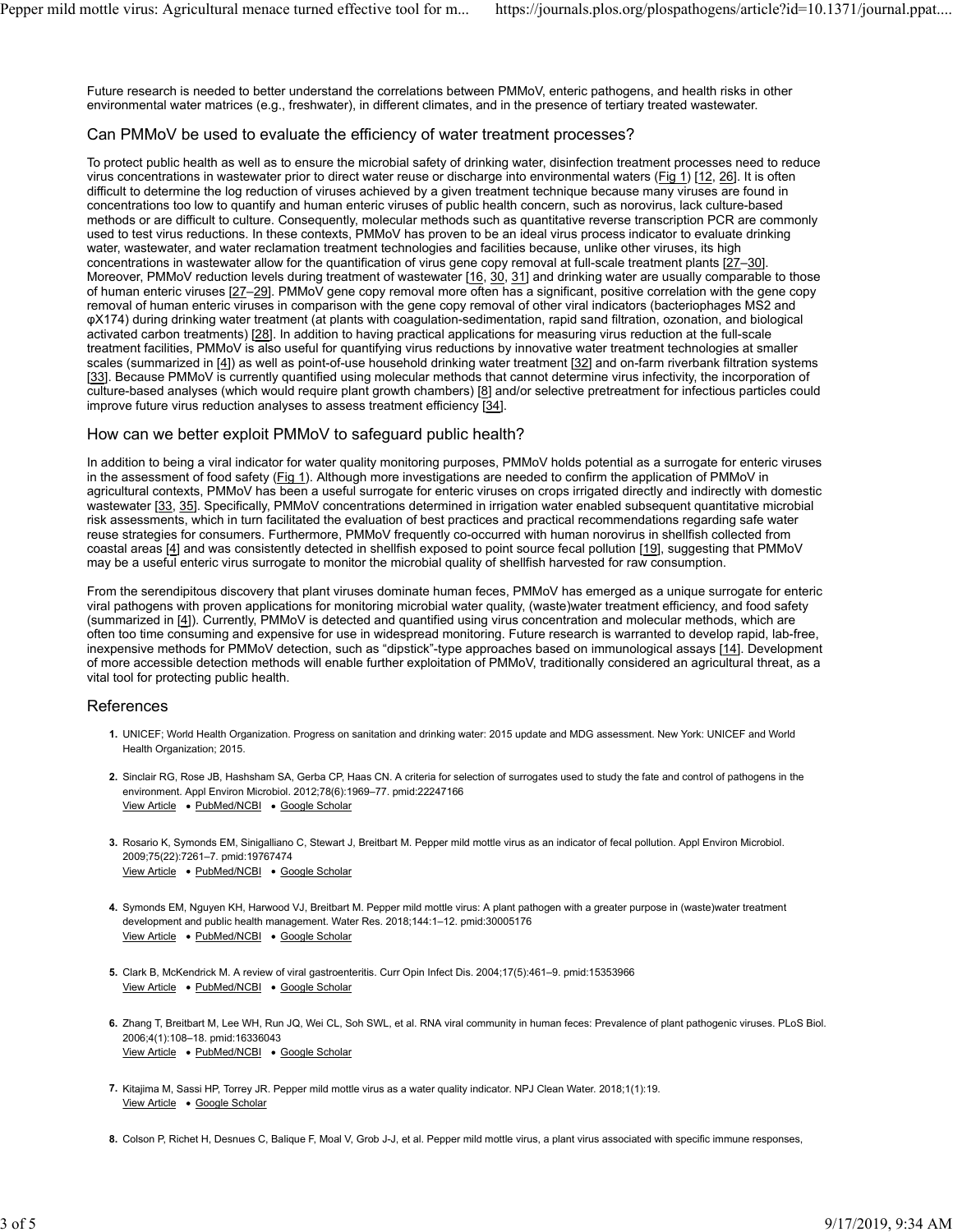Future research is needed to better understand the correlations between PMMoV, enteric pathogens, and health risks in other environmental water matrices (e.g., freshwater), in different climates, and in the presence of tertiary treated wastewater.

## Can PMMoV be used to evaluate the efficiency of water treatment processes?

To protect public health as well as to ensure the microbial safety of drinking water, disinfection treatment processes need to reduce virus concentrations in wastewater prior to direct water reuse or discharge into environmental waters (Fig 1) [12, 26]. It is often difficult to determine the log reduction of viruses achieved by a given treatment technique because many viruses are found in concentrations too low to quantify and human enteric viruses of public health concern, such as norovirus, lack culture-based methods or are difficult to culture. Consequently, molecular methods such as quantitative reverse transcription PCR are commonly used to test virus reductions. In these contexts, PMMoV has proven to be an ideal virus process indicator to evaluate drinking water, wastewater, and water reclamation treatment technologies and facilities because, unlike other viruses, its high concentrations in wastewater allow for the quantification of virus gene copy removal at full-scale treatment plants [27–30]. Moreover, PMMoV reduction levels during treatment of wastewater [16, 30, 31] and drinking water are usually comparable to those of human enteric viruses [27–29]. PMMoV gene copy removal more often has a significant, positive correlation with the gene copy removal of human enteric viruses in comparison with the gene copy removal of other viral indicators (bacteriophages MS2 and φX174) during drinking water treatment (at plants with coagulation-sedimentation, rapid sand filtration, ozonation, and biological activated carbon treatments) [28]. In addition to having practical applications for measuring virus reduction at the full-scale treatment facilities, PMMoV is also useful for quantifying virus reductions by innovative water treatment technologies at smaller scales (summarized in [4]) as well as point-of-use household drinking water treatment [32] and on-farm riverbank filtration systems [33]. Because PMMoV is currently quantified using molecular methods that cannot determine virus infectivity, the incorporation of culture-based analyses (which would require plant growth chambers) [8] and/or selective pretreatment for infectious particles could improve future virus reduction analyses to assess treatment efficiency [34].

## How can we better exploit PMMoV to safeguard public health?

In addition to being a viral indicator for water quality monitoring purposes, PMMoV holds potential as a surrogate for enteric viruses in the assessment of food safety (Fig 1). Although more investigations are needed to confirm the application of PMMoV in agricultural contexts, PMMoV has been a useful surrogate for enteric viruses on crops irrigated directly and indirectly with domestic wastewater [33, 35]. Specifically, PMMoV concentrations determined in irrigation water enabled subsequent quantitative microbial risk assessments, which in turn facilitated the evaluation of best practices and practical recommendations regarding safe water reuse strategies for consumers. Furthermore, PMMoV frequently co-occurred with human norovirus in shellfish collected from coastal areas [4] and was consistently detected in shellfish exposed to point source fecal pollution [19], suggesting that PMMoV may be a useful enteric virus surrogate to monitor the microbial quality of shellfish harvested for raw consumption.

From the serendipitous discovery that plant viruses dominate human feces, PMMoV has emerged as a unique surrogate for enteric viral pathogens with proven applications for monitoring microbial water quality, (waste)water treatment efficiency, and food safety (summarized in [4]). Currently, PMMoV is detected and quantified using virus concentration and molecular methods, which are often too time consuming and expensive for use in widespread monitoring. Future research is warranted to develop rapid, lab-free, inexpensive methods for PMMoV detection, such as "dipstick"-type approaches based on immunological assays [14]. Development of more accessible detection methods will enable further exploitation of PMMoV, traditionally considered an agricultural threat, as a vital tool for protecting public health.

## References

1. UNICEF; World Health Organization. Progress on sanitation and drinking water: 2015 update and MDG assessment. New York: UNICEF and World Health Organization; 2015.

2. Sinclair RG, Rose JB, Hashsham SA, Gerba CP, Haas CN. A criteria for selection of surrogates used to study the fate and control of pathogens in the environment. Appl Environ Microbiol. 2012;78(6):1969–77. pmid:22247166
   View Article • PubMed/NCBI • Google Scholar

3. Rosario K, Symonds EM, Sinigalliano C, Stewart J, Breitbart M. Pepper mild mottle virus as an indicator of fecal pollution. Appl Environ Microbiol. 2009;75(22):7261–7. pmid:19767474
   View Article • PubMed/NCBI • Google Scholar

4. Symonds EM, Nguyen KH, Harwood VJ, Breitbart M. Pepper mild mottle virus: A plant pathogen with a greater purpose in (waste)water treatment development and public health management. Water Res. 2018;144:1–12. pmid:30005176
   View Article • PubMed/NCBI • Google Scholar

5. Clark B, McKendrick M. A review of viral gastroenteritis. Curr Opin Infect Dis. 2004;17(5):461–9. pmid:15353966
   View Article • PubMed/NCBI • Google Scholar

6. Zhang T, Breitbart M, Lee WH, Run JQ, Wei CL, Soh SWL, et al. RNA viral community in human feces: Prevalence of plant pathogenic viruses. PLoS Biol. 2006;4(1):108–18. pmid:16336043
   View Article • PubMed/NCBI • Google Scholar

7. Kitajima M, Sassi HP, Torrey JR. Pepper mild mottle virus as a water quality indicator. NPJ Clean Water. 2018;1(1):19.
   View Article • Google Scholar

8. Colson P, Richet H, Desnues C, Balique F, Moal V, Grob J-J, et al. Pepper mild mottle virus, a plant virus associated with specific immune responses,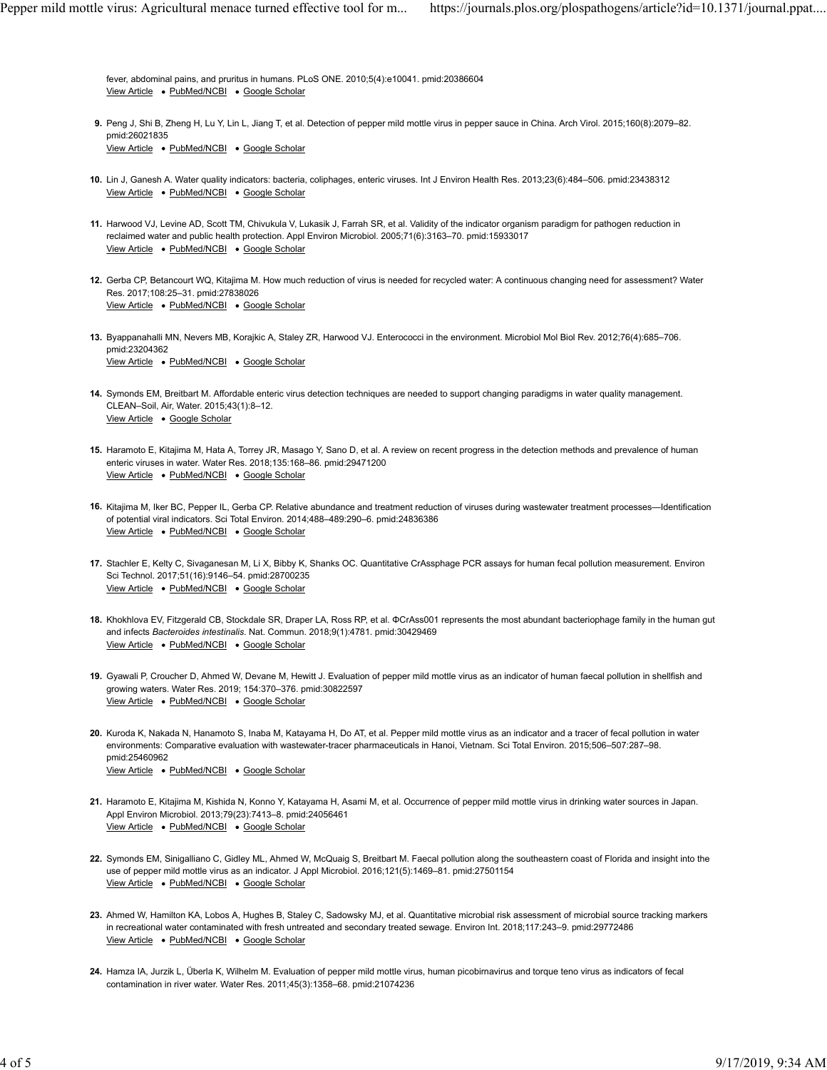fever, abdominal pains, and pruritus in humans. PLoS ONE. 2010;5(4):e10041. pmid:20386604
View Article • PubMed/NCBI • Google Scholar

9. Peng J, Shi B, Zheng H, Lu Y, Lin L, Jiang T, et al. Detection of pepper mild mottle virus in pepper sauce in China. Arch Virol. 2015;160(8):2079–82. pmid:26021835
View Article • PubMed/NCBI • Google Scholar

10. Lin J, Ganesh A. Water quality indicators: bacteria, coliphages, enteric viruses. Int J Environ Health Res. 2013;23(6):484–506. pmid:23438312
View Article • PubMed/NCBI • Google Scholar

11. Harwood VJ, Levine AD, Scott TM, Chivukula V, Lukasik J, Farrah SR, et al. Validity of the indicator organism paradigm for pathogen reduction in reclaimed water and public health protection. Appl Environ Microbiol. 2005;71(6):3163–70. pmid:15933017
View Article • PubMed/NCBI • Google Scholar

12. Gerba CP, Betancourt WQ, Kitajima M. How much reduction of virus is needed for recycled water: A continuous changing need for assessment? Water Res. 2017;108:25–31. pmid:27838026
View Article • PubMed/NCBI • Google Scholar

13. Byappanahalli MN, Nevers MB, Korajkic A, Staley ZR, Harwood VJ. Enterococci in the environment. Microbiol Mol Biol Rev. 2012;76(4):685–706. pmid:23204362
View Article • PubMed/NCBI • Google Scholar

14. Symonds EM, Breitbart M. Affordable enteric virus detection techniques are needed to support changing paradigms in water quality management. CLEAN–Soil, Air, Water. 2015;43(1):8–12.
View Article • Google Scholar

15. Haramoto E, Kitajima M, Hata A, Torrey JR, Masago Y, Sano D, et al. A review on recent progress in the detection methods and prevalence of human enteric viruses in water. Water Res. 2018;135:168–86. pmid:29471200
View Article • PubMed/NCBI • Google Scholar

16. Kitajima M, Iker BC, Pepper IL, Gerba CP. Relative abundance and treatment reduction of viruses during wastewater treatment processes—Identification of potential viral indicators. Sci Total Environ. 2014;488–489:290–6. pmid:24836386
View Article • PubMed/NCBI • Google Scholar

17. Stachler E, Kelty C, Sivaganesan M, Li X, Bibby K, Shanks OC. Quantitative CrAssphage PCR assays for human fecal pollution measurement. Environ Sci Technol. 2017;51(16):9146–54. pmid:28700235
View Article • PubMed/NCBI • Google Scholar

18. Khokhlova EV, Fitzgerald CB, Stockdale SR, Draper LA, Ross RP, et al. ΦCrAss001 represents the most abundant bacteriophage family in the human gut and infects *Bacteroides intestinalis*. Nat. Commun. 2018;9(1):4781. pmid:30429469
View Article • PubMed/NCBI • Google Scholar

19. Gyawali P, Croucher D, Ahmed W, Devane M, Hewitt J. Evaluation of pepper mild mottle virus as an indicator of human faecal pollution in shellfish and growing waters. Water Res. 2019; 154:370–376. pmid:30822597
View Article • PubMed/NCBI • Google Scholar

20. Kuroda K, Nakada N, Hanamoto S, Inaba M, Katayama H, Do AT, et al. Pepper mild mottle virus as an indicator and a tracer of fecal pollution in water environments: Comparative evaluation with wastewater-tracer pharmaceuticals in Hanoi, Vietnam. Sci Total Environ. 2015;506–507:287–98. pmid:25460962
View Article • PubMed/NCBI • Google Scholar

21. Haramoto E, Kitajima M, Kishida N, Konno Y, Katayama H, Asami M, et al. Occurrence of pepper mild mottle virus in drinking water sources in Japan. Appl Environ Microbiol. 2013;79(23):7413–8. pmid:24056461
View Article • PubMed/NCBI • Google Scholar

22. Symonds EM, Sinigalliano C, Gidley ML, Ahmed W, McQuaig S, Breitbart M. Faecal pollution along the southeastern coast of Florida and insight into the use of pepper mild mottle virus as an indicator. J Appl Microbiol. 2016;121(5):1469–81. pmid:27501154
View Article • PubMed/NCBI • Google Scholar

23. Ahmed W, Hamilton KA, Lobos A, Hughes B, Staley C, Sadowsky MJ, et al. Quantitative microbial risk assessment of microbial source tracking markers in recreational water contaminated with fresh untreated and secondary treated sewage. Environ Int. 2018;117:243–9. pmid:29772486
View Article • PubMed/NCBI • Google Scholar

24. Hamza IA, Jurzik L, Überla K, Wilhelm M. Evaluation of pepper mild mottle virus, human picobirnavirus and torque teno virus as indicators of fecal contamination in river water. Water Res. 2011;45(3):1358–68. pmid:21074236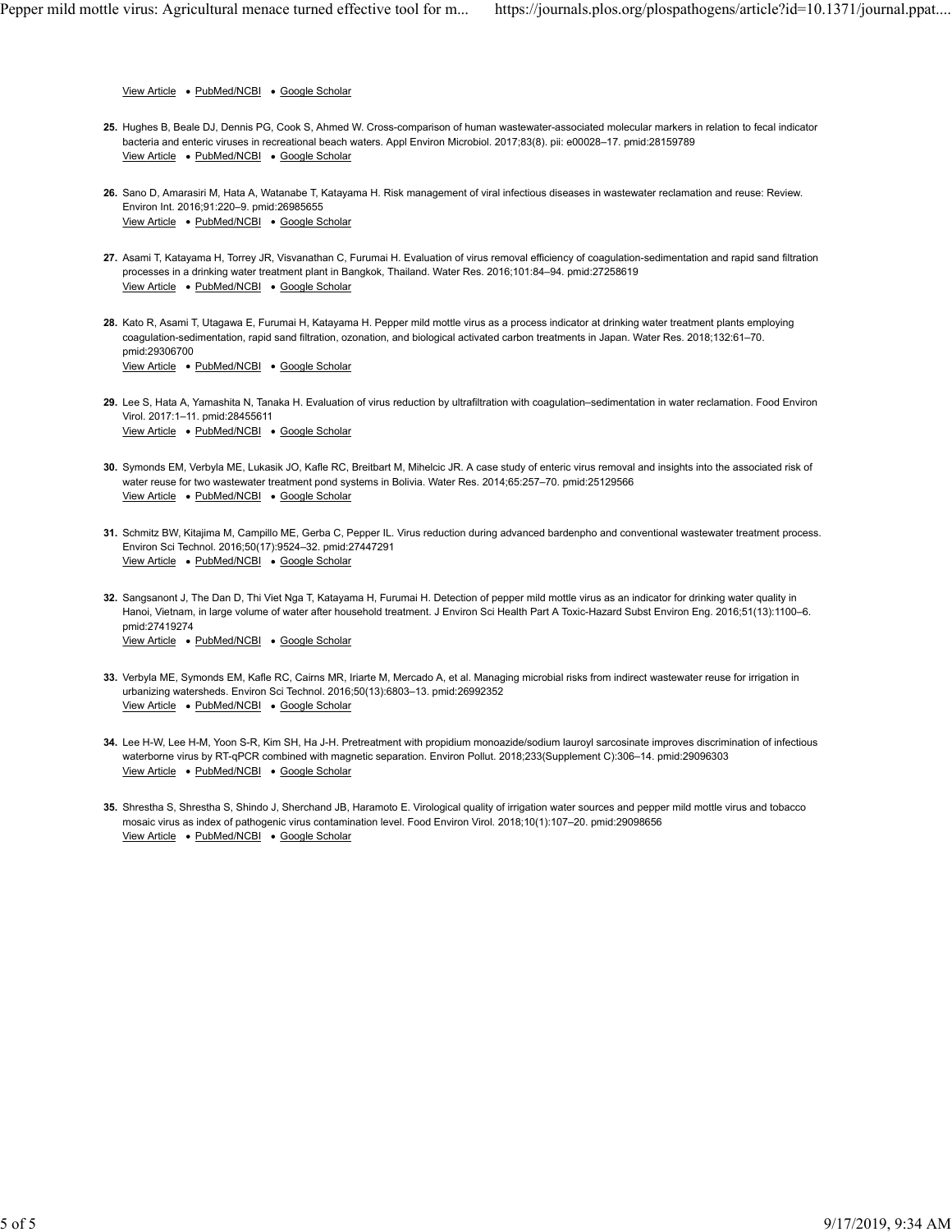View Article • PubMed/NCBI • Google Scholar

25. Hughes B, Beale DJ, Dennis PG, Cook S, Ahmed W. Cross-comparison of human wastewater-associated molecular markers in relation to fecal indicator bacteria and enteric viruses in recreational beach waters. Appl Environ Microbiol. 2017;83(8). pii: e00028–17. pmid:28159789
View Article • PubMed/NCBI • Google Scholar

26. Sano D, Amarasiri M, Hata A, Watanabe T, Katayama H. Risk management of viral infectious diseases in wastewater reclamation and reuse: Review. Environ Int. 2016;91:220–9. pmid:26985655
View Article • PubMed/NCBI • Google Scholar

27. Asami T, Katayama H, Torrey JR, Visvanathan C, Furumai H. Evaluation of virus removal efficiency of coagulation-sedimentation and rapid sand filtration processes in a drinking water treatment plant in Bangkok, Thailand. Water Res. 2016;101:84–94. pmid:27258619
View Article • PubMed/NCBI • Google Scholar

28. Kato R, Asami T, Utagawa E, Furumai H, Katayama H. Pepper mild mottle virus as a process indicator at drinking water treatment plants employing coagulation-sedimentation, rapid sand filtration, ozonation, and biological activated carbon treatments in Japan. Water Res. 2018;132:61–70. pmid:29306700
View Article • PubMed/NCBI • Google Scholar

29. Lee S, Hata A, Yamashita N, Tanaka H. Evaluation of virus reduction by ultrafiltration with coagulation–sedimentation in water reclamation. Food Environ Virol. 2017:1–11. pmid:28455611
View Article • PubMed/NCBI • Google Scholar

30. Symonds EM, Verbyla ME, Lukasik JO, Kafle RC, Breitbart M, Mihelcic JR. A case study of enteric virus removal and insights into the associated risk of water reuse for two wastewater treatment pond systems in Bolivia. Water Res. 2014;65:257–70. pmid:25129566
View Article • PubMed/NCBI • Google Scholar

31. Schmitz BW, Kitajima M, Campillo ME, Gerba C, Pepper IL. Virus reduction during advanced bardenpho and conventional wastewater treatment process. Environ Sci Technol. 2016;50(17):9524–32. pmid:27447291
View Article • PubMed/NCBI • Google Scholar

32. Sangsanont J, The Dan D, Thi Viet Nga T, Katayama H, Furumai H. Detection of pepper mild mottle virus as an indicator for drinking water quality in Hanoi, Vietnam, in large volume of water after household treatment. J Environ Sci Health Part A Toxic-Hazard Subst Environ Eng. 2016;51(13):1100–6. pmid:27419274
View Article • PubMed/NCBI • Google Scholar

33. Verbyla ME, Symonds EM, Kafle RC, Cairns MR, Iriarte M, Mercado A, et al. Managing microbial risks from indirect wastewater reuse for irrigation in urbanizing watersheds. Environ Sci Technol. 2016;50(13):6803–13. pmid:26992352
View Article • PubMed/NCBI • Google Scholar

34. Lee H-W, Lee H-M, Yoon S-R, Kim SH, Ha J-H. Pretreatment with propidium monoazide/sodium lauroyl sarcosinate improves discrimination of infectious waterborne virus by RT-qPCR combined with magnetic separation. Environ Pollut. 2018;233(Supplement C):306–14. pmid:29096303
View Article • PubMed/NCBI • Google Scholar

35. Shrestha S, Shrestha S, Shindo J, Sherchand JB, Haramoto E. Virological quality of irrigation water sources and pepper mild mottle virus and tobacco mosaic virus as index of pathogenic virus contamination level. Food Environ Virol. 2018;10(1):107–20. pmid:29098656
View Article • PubMed/NCBI • Google Scholar